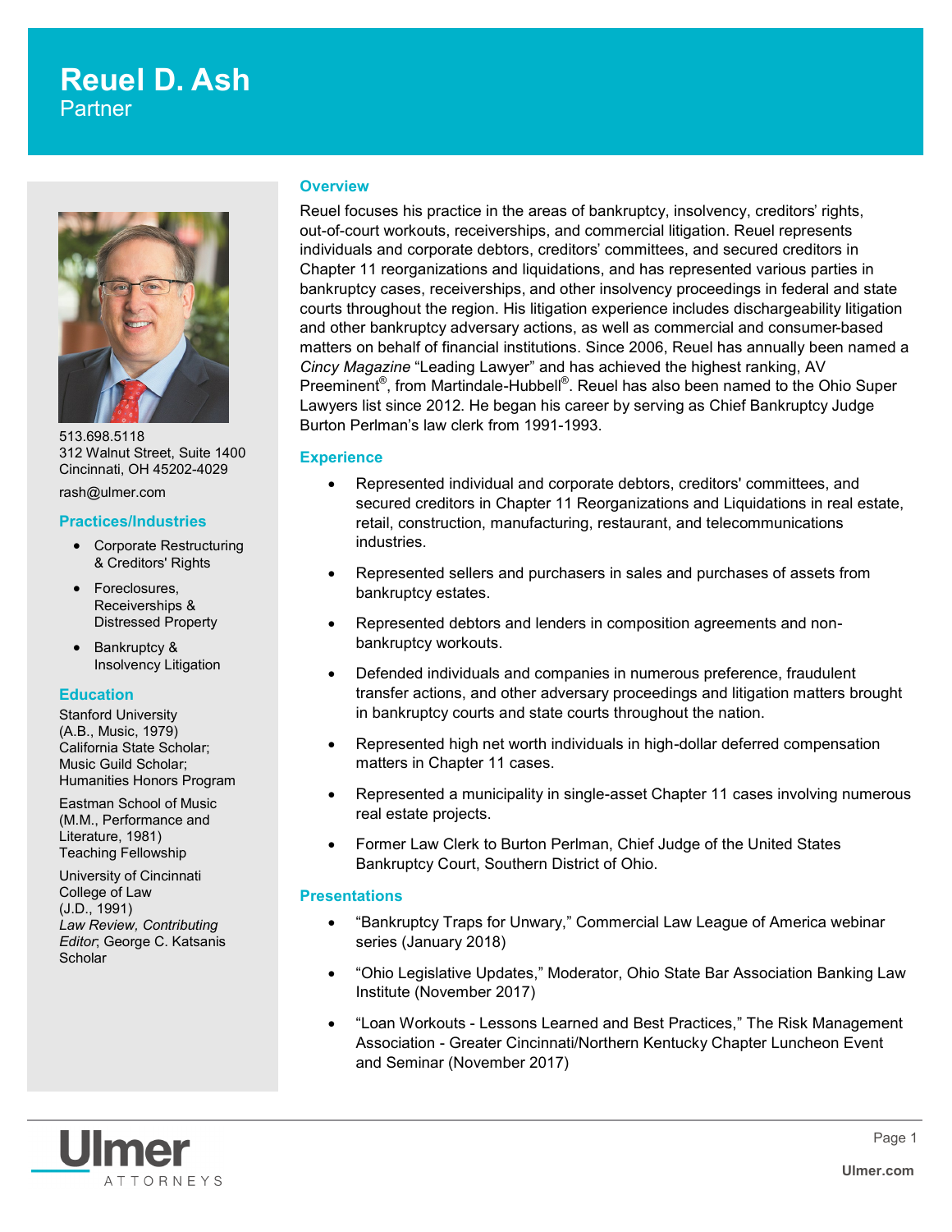# Reuel D. Ash

Partner

513.698.5118
312 Walnut Street, Suite 1400
Cincinnati, OH 45202-4029

rash@ulmer.com

## Practices/Industries

- Corporate Restructuring & Creditors' Rights
- Foreclosures, Receiverships & Distressed Property
- Bankruptcy & Insolvency Litigation

## Education

Stanford University
(A.B., Music, 1979)
California State Scholar; Music Guild Scholar; Humanities Honors Program

Eastman School of Music
(M.M., Performance and Literature, 1981)
Teaching Fellowship

University of Cincinnati College of Law
(J.D., 1991)
*Law Review, Contributing Editor*; George C. Katsanis Scholar

## Overview

Reuel focuses his practice in the areas of bankruptcy, insolvency, creditors' rights, out-of-court workouts, receiverships, and commercial litigation. Reuel represents individuals and corporate debtors, creditors' committees, and secured creditors in Chapter 11 reorganizations and liquidations, and has represented various parties in bankruptcy cases, receiverships, and other insolvency proceedings in federal and state courts throughout the region. His litigation experience includes dischargeability litigation and other bankruptcy adversary actions, as well as commercial and consumer-based matters on behalf of financial institutions. Since 2006, Reuel has annually been named a *Cincy Magazine* "Leading Lawyer" and has achieved the highest ranking, AV Preeminent®, from Martindale-Hubbell®. Reuel has also been named to the Ohio Super Lawyers list since 2012. He began his career by serving as Chief Bankruptcy Judge Burton Perlman's law clerk from 1991-1993.

## Experience

- Represented individual and corporate debtors, creditors' committees, and secured creditors in Chapter 11 Reorganizations and Liquidations in real estate, retail, construction, manufacturing, restaurant, and telecommunications industries.
- Represented sellers and purchasers in sales and purchases of assets from bankruptcy estates.
- Represented debtors and lenders in composition agreements and non-bankruptcy workouts.
- Defended individuals and companies in numerous preference, fraudulent transfer actions, and other adversary proceedings and litigation matters brought in bankruptcy courts and state courts throughout the nation.
- Represented high net worth individuals in high-dollar deferred compensation matters in Chapter 11 cases.
- Represented a municipality in single-asset Chapter 11 cases involving numerous real estate projects.
- Former Law Clerk to Burton Perlman, Chief Judge of the United States Bankruptcy Court, Southern District of Ohio.

## Presentations

- "Bankruptcy Traps for Unwary," Commercial Law League of America webinar series (January 2018)
- "Ohio Legislative Updates," Moderator, Ohio State Bar Association Banking Law Institute (November 2017)
- "Loan Workouts - Lessons Learned and Best Practices," The Risk Management Association - Greater Cincinnati/Northern Kentucky Chapter Luncheon Event and Seminar (November 2017)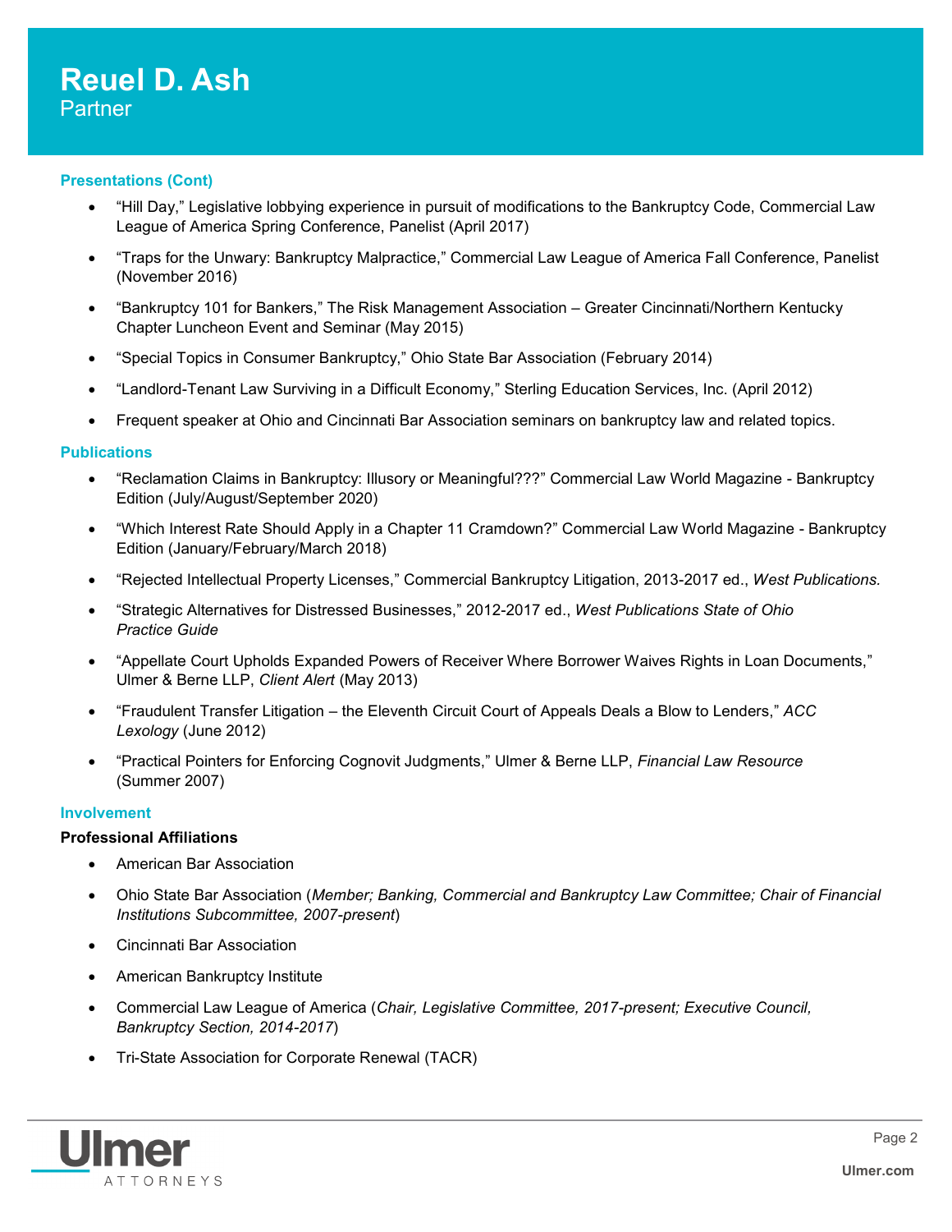# Reuel D. Ash
Partner

## Presentations (Cont)

- "Hill Day," Legislative lobbying experience in pursuit of modifications to the Bankruptcy Code, Commercial Law League of America Spring Conference, Panelist (April 2017)
- "Traps for the Unwary: Bankruptcy Malpractice," Commercial Law League of America Fall Conference, Panelist (November 2016)
- "Bankruptcy 101 for Bankers," The Risk Management Association – Greater Cincinnati/Northern Kentucky Chapter Luncheon Event and Seminar (May 2015)
- "Special Topics in Consumer Bankruptcy," Ohio State Bar Association (February 2014)
- "Landlord-Tenant Law Surviving in a Difficult Economy," Sterling Education Services, Inc. (April 2012)
- Frequent speaker at Ohio and Cincinnati Bar Association seminars on bankruptcy law and related topics.

## Publications

- "Reclamation Claims in Bankruptcy: Illusory or Meaningful???" Commercial Law World Magazine - Bankruptcy Edition (July/August/September 2020)
- "Which Interest Rate Should Apply in a Chapter 11 Cramdown?" Commercial Law World Magazine - Bankruptcy Edition (January/February/March 2018)
- "Rejected Intellectual Property Licenses," Commercial Bankruptcy Litigation, 2013-2017 ed., *West Publications.*
- "Strategic Alternatives for Distressed Businesses," 2012-2017 ed., *West Publications State of Ohio Practice Guide*
- "Appellate Court Upholds Expanded Powers of Receiver Where Borrower Waives Rights in Loan Documents," Ulmer & Berne LLP, *Client Alert* (May 2013)
- "Fraudulent Transfer Litigation – the Eleventh Circuit Court of Appeals Deals a Blow to Lenders," *ACC Lexology* (June 2012)
- "Practical Pointers for Enforcing Cognovit Judgments," Ulmer & Berne LLP, *Financial Law Resource* (Summer 2007)

## Involvement

**Professional Affiliations**

- American Bar Association
- Ohio State Bar Association (*Member; Banking, Commercial and Bankruptcy Law Committee; Chair of Financial Institutions Subcommittee, 2007-present*)
- Cincinnati Bar Association
- American Bankruptcy Institute
- Commercial Law League of America (*Chair, Legislative Committee, 2017-present; Executive Council, Bankruptcy Section, 2014-2017*)
- Tri-State Association for Corporate Renewal (TACR)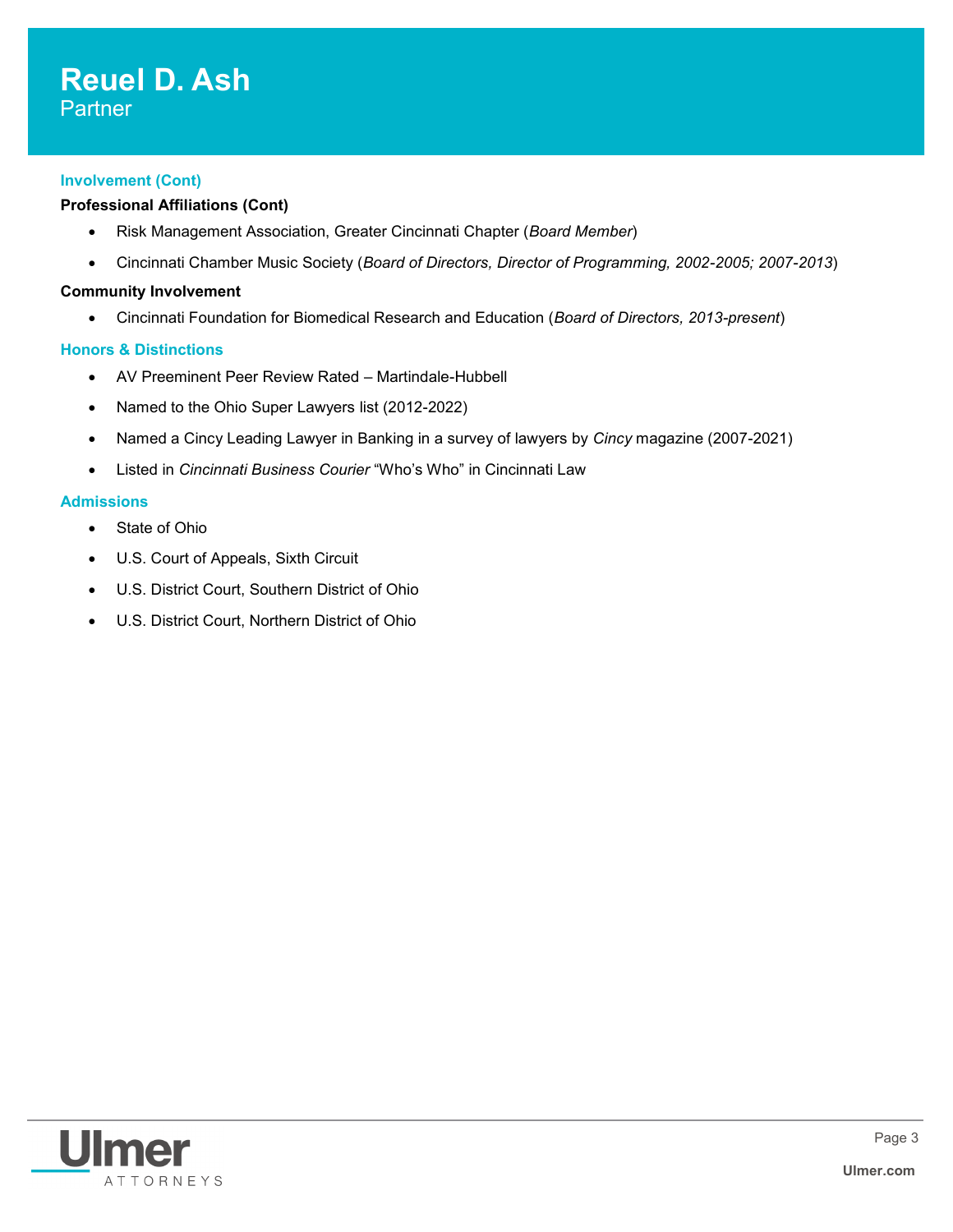# Reuel D. Ash

Partner

## Involvement (Cont)

### Professional Affiliations (Cont)

- Risk Management Association, Greater Cincinnati Chapter (*Board Member*)
- Cincinnati Chamber Music Society (*Board of Directors, Director of Programming, 2002-2005; 2007-2013*)

### Community Involvement

- Cincinnati Foundation for Biomedical Research and Education (*Board of Directors, 2013-present*)

## Honors & Distinctions

- AV Preeminent Peer Review Rated – Martindale-Hubbell
- Named to the Ohio Super Lawyers list (2012-2022)
- Named a Cincy Leading Lawyer in Banking in a survey of lawyers by *Cincy* magazine (2007-2021)
- Listed in *Cincinnati Business Courier* "Who's Who" in Cincinnati Law

## Admissions

- State of Ohio
- U.S. Court of Appeals, Sixth Circuit
- U.S. District Court, Southern District of Ohio
- U.S. District Court, Northern District of Ohio